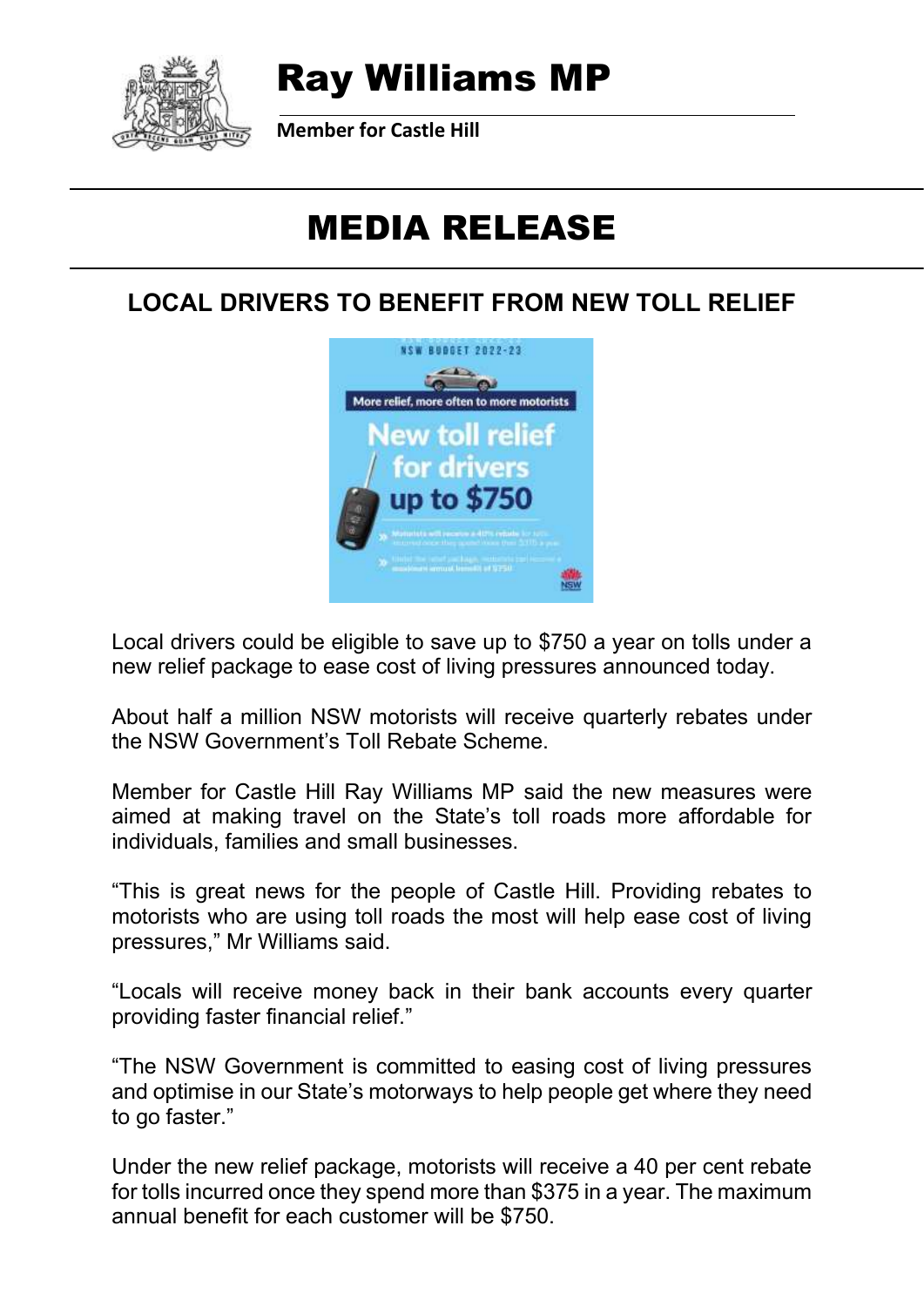# Ray Williams MP

**Member for Castle Hill**

# MEDIA RELEASE

## LOCAL DRIVERS TO BENEFIT FROM NEW TOLL RELIEF

Local drivers could be eligible to save up to $750 a year on tolls under a new relief package to ease cost of living pressures announced today.

About half a million NSW motorists will receive quarterly rebates under the NSW Government's Toll Rebate Scheme.

Member for Castle Hill Ray Williams MP said the new measures were aimed at making travel on the State's toll roads more affordable for individuals, families and small businesses.

"This is great news for the people of Castle Hill. Providing rebates to motorists who are using toll roads the most will help ease cost of living pressures," Mr Williams said.

"Locals will receive money back in their bank accounts every quarter providing faster financial relief."

"The NSW Government is committed to easing cost of living pressures and optimise in our State's motorways to help people get where they need to go faster."

Under the new relief package, motorists will receive a 40 per cent rebate for tolls incurred once they spend more than $375 in a year. The maximum annual benefit for each customer will be $750.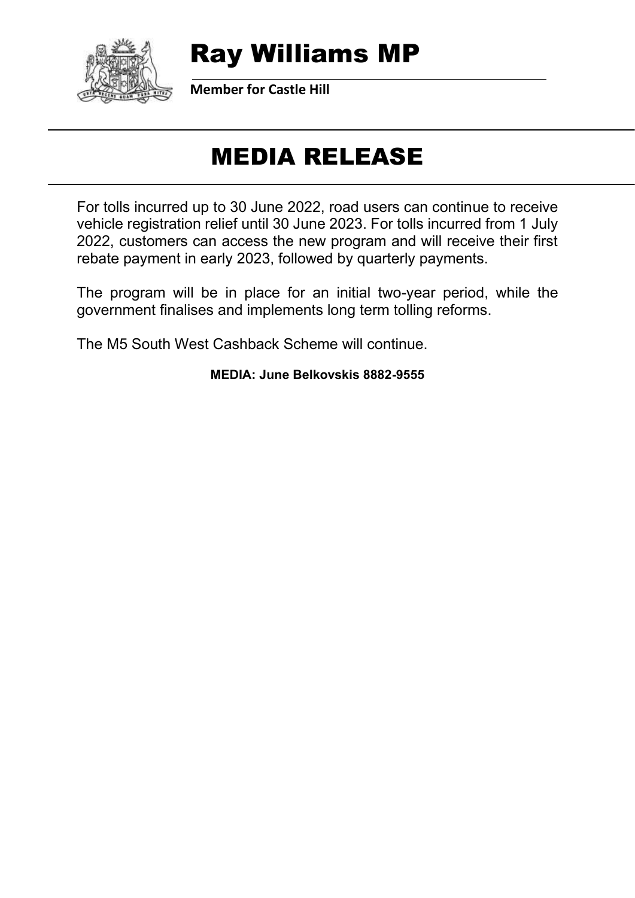# Ray Williams MP

**Member for Castle Hill**

# MEDIA RELEASE

For tolls incurred up to 30 June 2022, road users can continue to receive vehicle registration relief until 30 June 2023. For tolls incurred from 1 July 2022, customers can access the new program and will receive their first rebate payment in early 2023, followed by quarterly payments.

The program will be in place for an initial two-year period, while the government finalises and implements long term tolling reforms.

The M5 South West Cashback Scheme will continue.

**MEDIA: June Belkovskis 8882-9555**